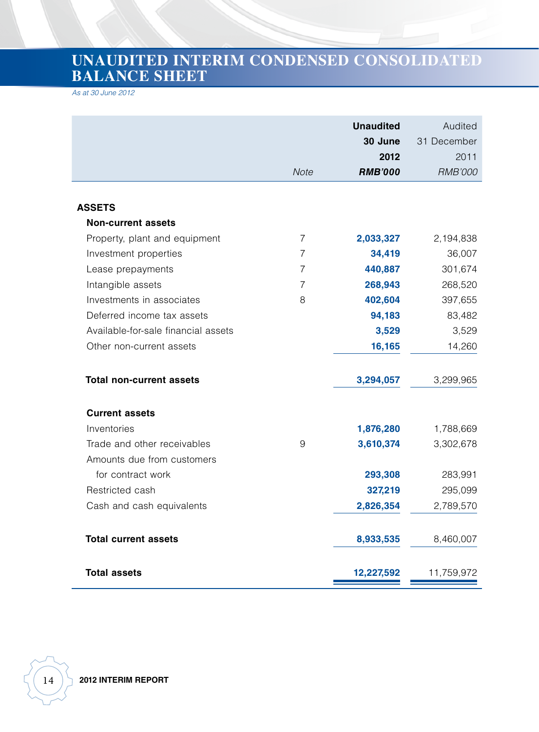# UNAUDITED INTERIM CONDENSED CONSOLIDATED BALANCE SHEET

*As at 30 June 2012*

| | Note | **Unaudited 30 June 2012 *RMB'000*** | Audited 31 December 2011 *RMB'000* |
|---|---|---|---|
| **ASSETS** | | | |
| **Non-current assets** | | | |
| Property, plant and equipment | 7 | **2,033,327** | 2,194,838 |
| Investment properties | 7 | **34,419** | 36,007 |
| Lease prepayments | 7 | **440,887** | 301,674 |
| Intangible assets | 7 | **268,943** | 268,520 |
| Investments in associates | 8 | **402,604** | 397,655 |
| Deferred income tax assets | | **94,183** | 83,482 |
| Available-for-sale financial assets | | **3,529** | 3,529 |
| Other non-current assets | | **16,165** | 14,260 |
| **Total non-current assets** | | **3,294,057** | 3,299,965 |
| **Current assets** | | | |
| Inventories | | **1,876,280** | 1,788,669 |
| Trade and other receivables | 9 | **3,610,374** | 3,302,678 |
| Amounts due from customers for contract work | | **293,308** | 283,991 |
| Restricted cash | | **327,219** | 295,099 |
| Cash and cash equivalents | | **2,826,354** | 2,789,570 |
| **Total current assets** | | **8,933,535** | 8,460,007 |
| **Total assets** | | **12,227,592** | 11,759,972 |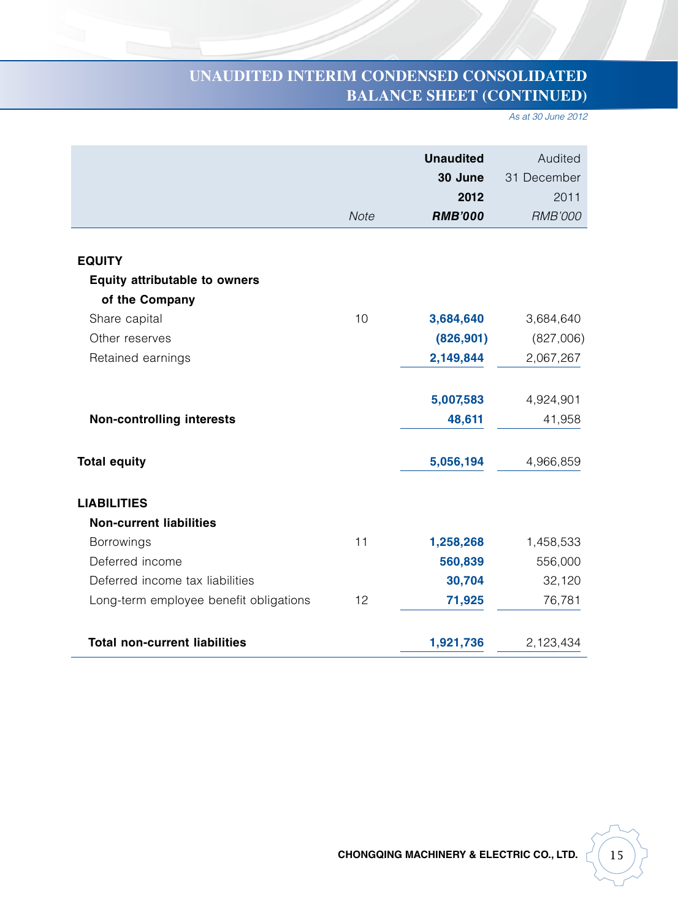# UNAUDITED INTERIM CONDENSED CONSOLIDATED BALANCE SHEET (CONTINUED)

*As at 30 June 2012*

| | Note | **Unaudited 30 June 2012 *RMB'000*** | Audited 31 December 2011 *RMB'000* |
|---|---|---|---|
| **EQUITY** | | | |
| **Equity attributable to owners of the Company** | | | |
| Share capital | 10 | **3,684,640** | 3,684,640 |
| Other reserves | | **(826,901)** | (827,006) |
| Retained earnings | | **2,149,844** | 2,067,267 |
| | | **5,007,583** | 4,924,901 |
| **Non-controlling interests** | | **48,611** | 41,958 |
| **Total equity** | | **5,056,194** | 4,966,859 |
| **LIABILITIES** | | | |
| **Non-current liabilities** | | | |
| Borrowings | 11 | **1,258,268** | 1,458,533 |
| Deferred income | | **560,839** | 556,000 |
| Deferred income tax liabilities | | **30,704** | 32,120 |
| Long-term employee benefit obligations | 12 | **71,925** | 76,781 |
| **Total non-current liabilities** | | **1,921,736** | 2,123,434 |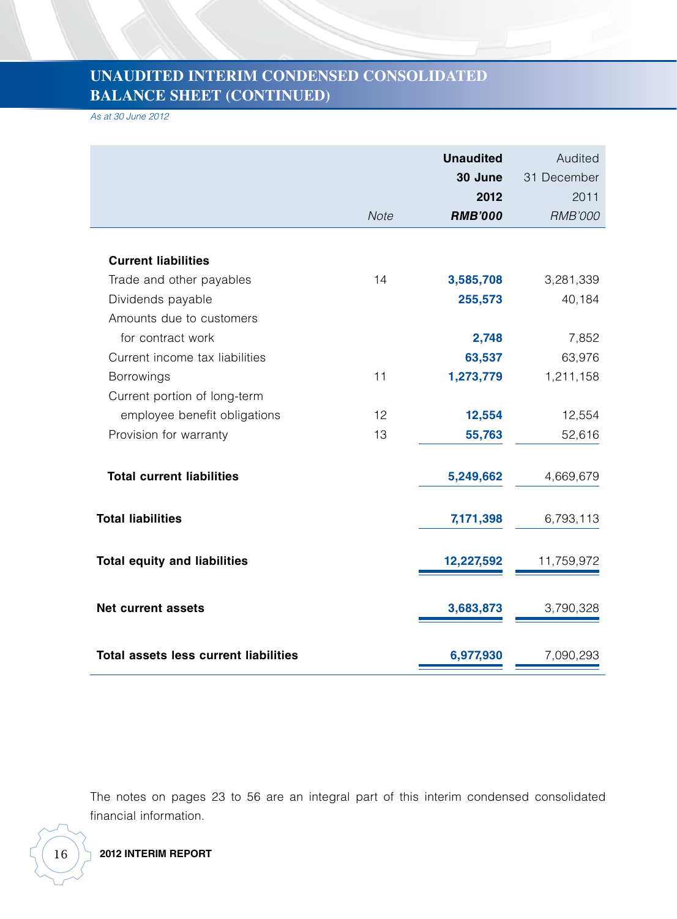# UNAUDITED INTERIM CONDENSED CONSOLIDATED BALANCE SHEET (CONTINUED)

*As at 30 June 2012*

| | *Note* | **Unaudited 30 June 2012** ***RMB'000*** | Audited 31 December 2011 *RMB'000* |
|---|---|---|---|
| **Current liabilities** | | | |
| Trade and other payables | 14 | **3,585,708** | 3,281,339 |
| Dividends payable | | **255,573** | 40,184 |
| Amounts due to customers for contract work | | **2,748** | 7,852 |
| Current income tax liabilities | | **63,537** | 63,976 |
| Borrowings | 11 | **1,273,779** | 1,211,158 |
| Current portion of long-term employee benefit obligations | 12 | **12,554** | 12,554 |
| Provision for warranty | 13 | **55,763** | 52,616 |
| **Total current liabilities** | | **5,249,662** | 4,669,679 |
| **Total liabilities** | | **7,171,398** | 6,793,113 |
| **Total equity and liabilities** | | **12,227,592** | 11,759,972 |
| **Net current assets** | | **3,683,873** | 3,790,328 |
| **Total assets less current liabilities** | | **6,977,930** | 7,090,293 |

The notes on pages 23 to 56 are an integral part of this interim condensed consolidated financial information.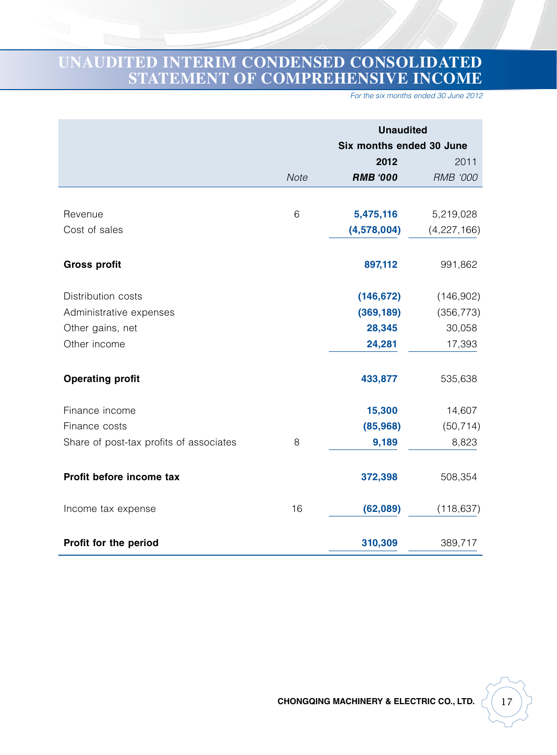# UNAUDITED INTERIM CONDENSED CONSOLIDATED STATEMENT OF COMPREHENSIVE INCOME

*For the six months ended 30 June 2012*

| | | Unaudited | |
|---|---|---|---|
| | | Six months ended 30 June | |
| | | **2012** | 2011 |
| | *Note* | ***RMB '000*** | *RMB '000* |
| Revenue | 6 | **5,475,116** | 5,219,028 |
| Cost of sales | | **(4,578,004)** | (4,227,166) |
| **Gross profit** | | **897,112** | 991,862 |
| Distribution costs | | **(146,672)** | (146,902) |
| Administrative expenses | | **(369,189)** | (356,773) |
| Other gains, net | | **28,345** | 30,058 |
| Other income | | **24,281** | 17,393 |
| **Operating profit** | | **433,877** | 535,638 |
| Finance income | | **15,300** | 14,607 |
| Finance costs | | **(85,968)** | (50,714) |
| Share of post-tax profits of associates | 8 | **9,189** | 8,823 |
| **Profit before income tax** | | **372,398** | 508,354 |
| Income tax expense | 16 | **(62,089)** | (118,637) |
| **Profit for the period** | | **310,309** | 389,717 |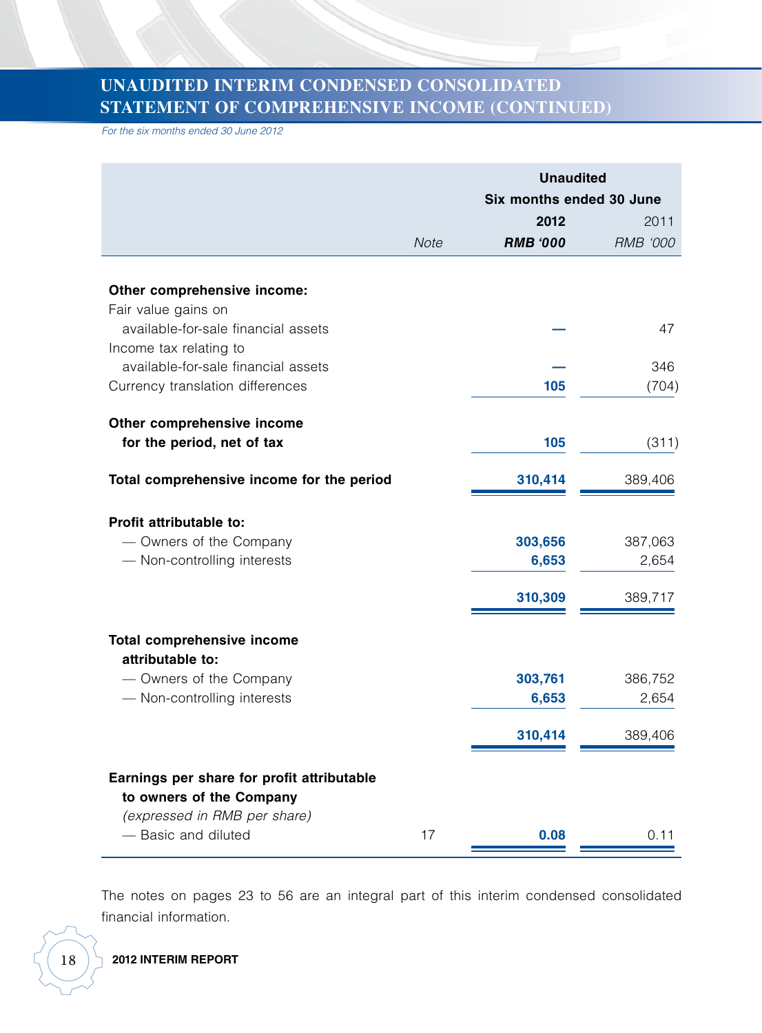## UNAUDITED INTERIM CONDENSED CONSOLIDATED STATEMENT OF COMPREHENSIVE INCOME (CONTINUED)

*For the six months ended 30 June 2012*

| | | Unaudited | |
|---|---|---|---|
| | | Six months ended 30 June | |
| | | **2012** | 2011 |
| | *Note* | ***RMB '000*** | *RMB '000* |
| **Other comprehensive income:** | | | |
| Fair value gains on available-for-sale financial assets | | **—** | 47 |
| Income tax relating to available-for-sale financial assets | | **—** | 346 |
| Currency translation differences | | **105** | (704) |
| **Other comprehensive income for the period, net of tax** | | **105** | (311) |
| **Total comprehensive income for the period** | | **310,414** | 389,406 |
| **Profit attributable to:** | | | |
| — Owners of the Company | | **303,656** | 387,063 |
| — Non-controlling interests | | **6,653** | 2,654 |
| | | **310,309** | 389,717 |
| **Total comprehensive income attributable to:** | | | |
| — Owners of the Company | | **303,761** | 386,752 |
| — Non-controlling interests | | **6,653** | 2,654 |
| | | **310,414** | 389,406 |
| **Earnings per share for profit attributable to owners of the Company** *(expressed in RMB per share)* | | | |
| — Basic and diluted | 17 | **0.08** | 0.11 |

The notes on pages 23 to 56 are an integral part of this interim condensed consolidated financial information.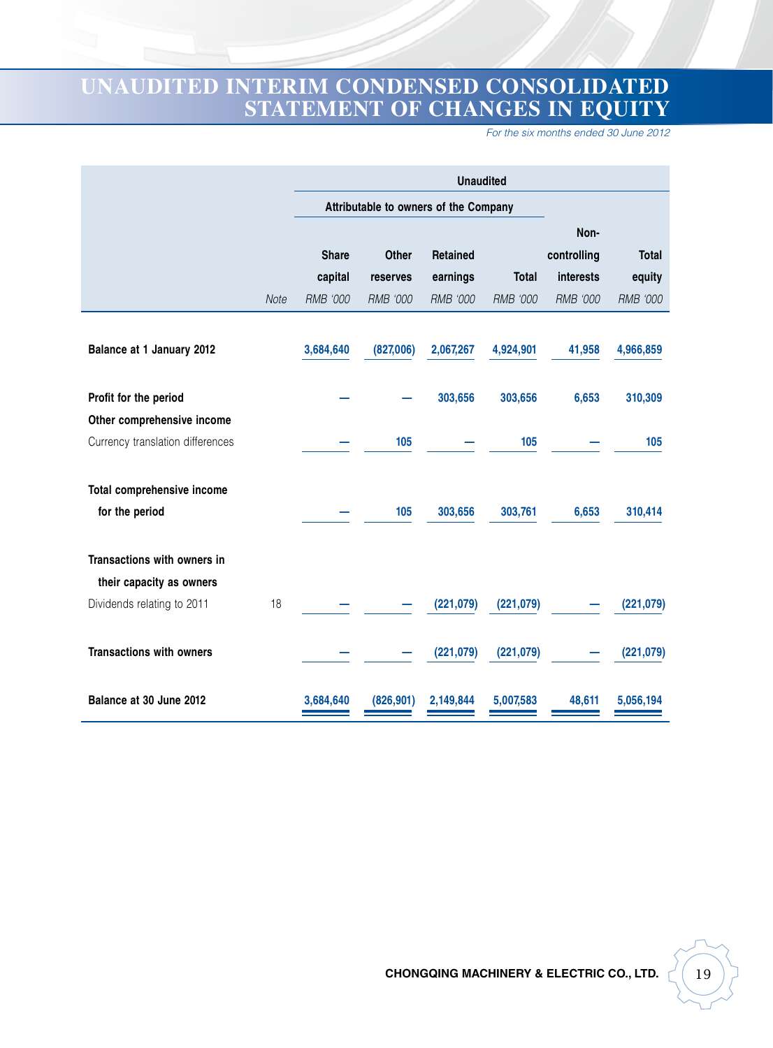# UNAUDITED INTERIM CONDENSED CONSOLIDATED STATEMENT OF CHANGES IN EQUITY

*For the six months ended 30 June 2012*

| | | Unaudited | | | | | |
|---|---|---|---|---|---|---|---|
| | | Attributable to owners of the Company | | | | | |
| | Note | Share capital | Other reserves | Retained earnings | Total | Non-controlling interests | Total equity |
| | | *RMB '000* | *RMB '000* | *RMB '000* | *RMB '000* | *RMB '000* | *RMB '000* |
| **Balance at 1 January 2012** | | 3,684,640 | (827,006) | 2,067,267 | 4,924,901 | 41,958 | 4,966,859 |
| **Profit for the period** | | — | — | 303,656 | 303,656 | 6,653 | 310,309 |
| **Other comprehensive income** | | | | | | | |
| Currency translation differences | | — | 105 | — | 105 | — | 105 |
| **Total comprehensive income for the period** | | — | 105 | 303,656 | 303,761 | 6,653 | 310,414 |
| **Transactions with owners in their capacity as owners** | | | | | | | |
| Dividends relating to 2011 | 18 | — | — | (221,079) | (221,079) | — | (221,079) |
| **Transactions with owners** | | — | — | (221,079) | (221,079) | — | (221,079) |
| **Balance at 30 June 2012** | | 3,684,640 | (826,901) | 2,149,844 | 5,007,583 | 48,611 | 5,056,194 |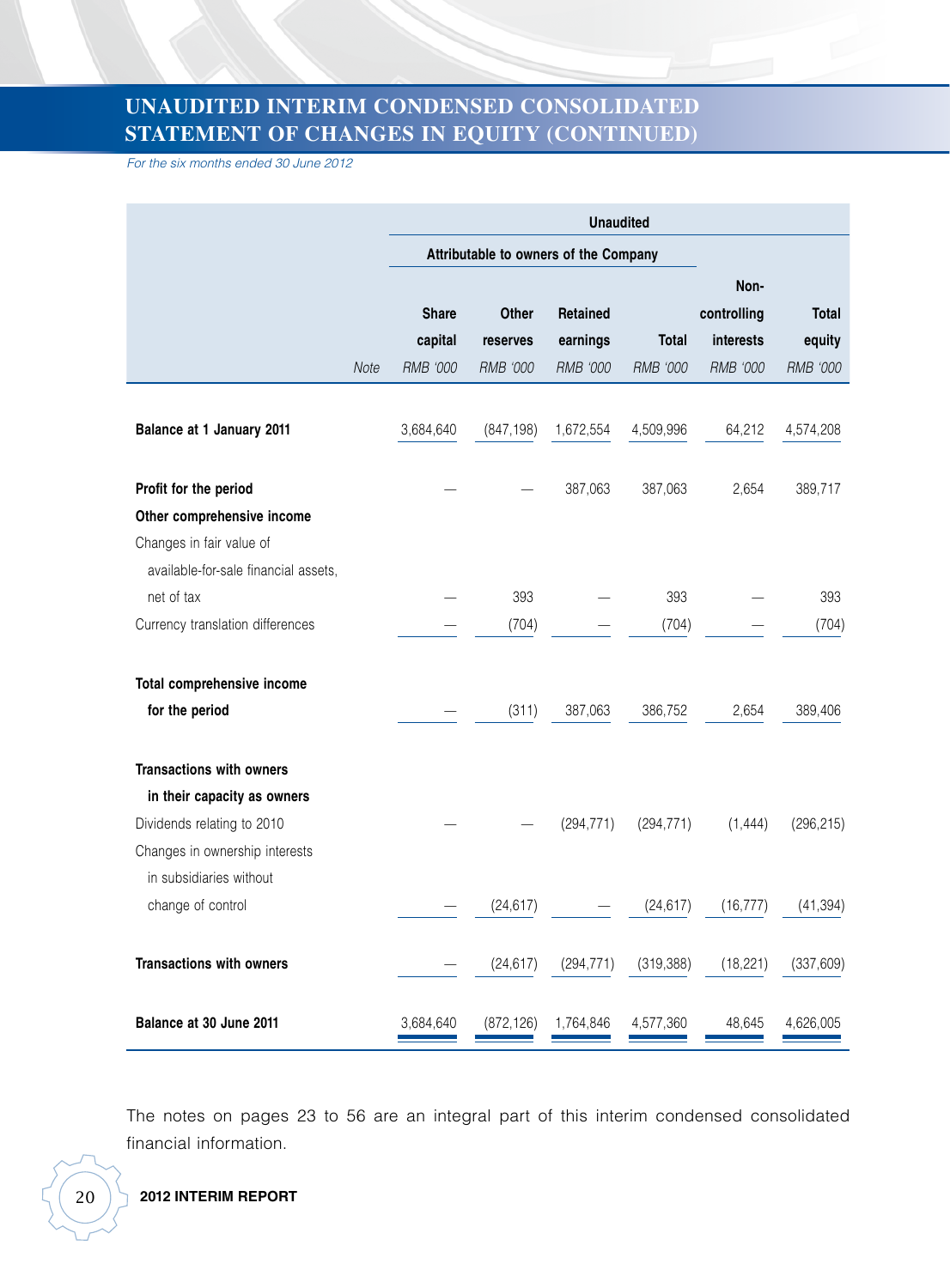# UNAUDITED INTERIM CONDENSED CONSOLIDATED STATEMENT OF CHANGES IN EQUITY (CONTINUED)

*For the six months ended 30 June 2012*

| | | Unaudited | | | | | |
|---|---|---|---|---|---|---|---|
| | | Attributable to owners of the Company | | | | | |
| | Note | Share capital *RMB '000* | Other reserves *RMB '000* | Retained earnings *RMB '000* | Total *RMB '000* | Non-controlling interests *RMB '000* | Total equity *RMB '000* |
| **Balance at 1 January 2011** | | 3,684,640 | (847,198) | 1,672,554 | 4,509,996 | 64,212 | 4,574,208 |
| **Profit for the period** | | — | — | 387,063 | 387,063 | 2,654 | 389,717 |
| **Other comprehensive income** | | | | | | | |
| Changes in fair value of available-for-sale financial assets, net of tax | | — | 393 | — | 393 | — | 393 |
| Currency translation differences | | — | (704) | — | (704) | — | (704) |
| **Total comprehensive income for the period** | | — | (311) | 387,063 | 386,752 | 2,654 | 389,406 |
| **Transactions with owners in their capacity as owners** | | | | | | | |
| Dividends relating to 2010 | | — | — | (294,771) | (294,771) | (1,444) | (296,215) |
| Changes in ownership interests in subsidiaries without change of control | | — | (24,617) | — | (24,617) | (16,777) | (41,394) |
| **Transactions with owners** | | — | (24,617) | (294,771) | (319,388) | (18,221) | (337,609) |
| **Balance at 30 June 2011** | | 3,684,640 | (872,126) | 1,764,846 | 4,577,360 | 48,645 | 4,626,005 |

The notes on pages 23 to 56 are an integral part of this interim condensed consolidated financial information.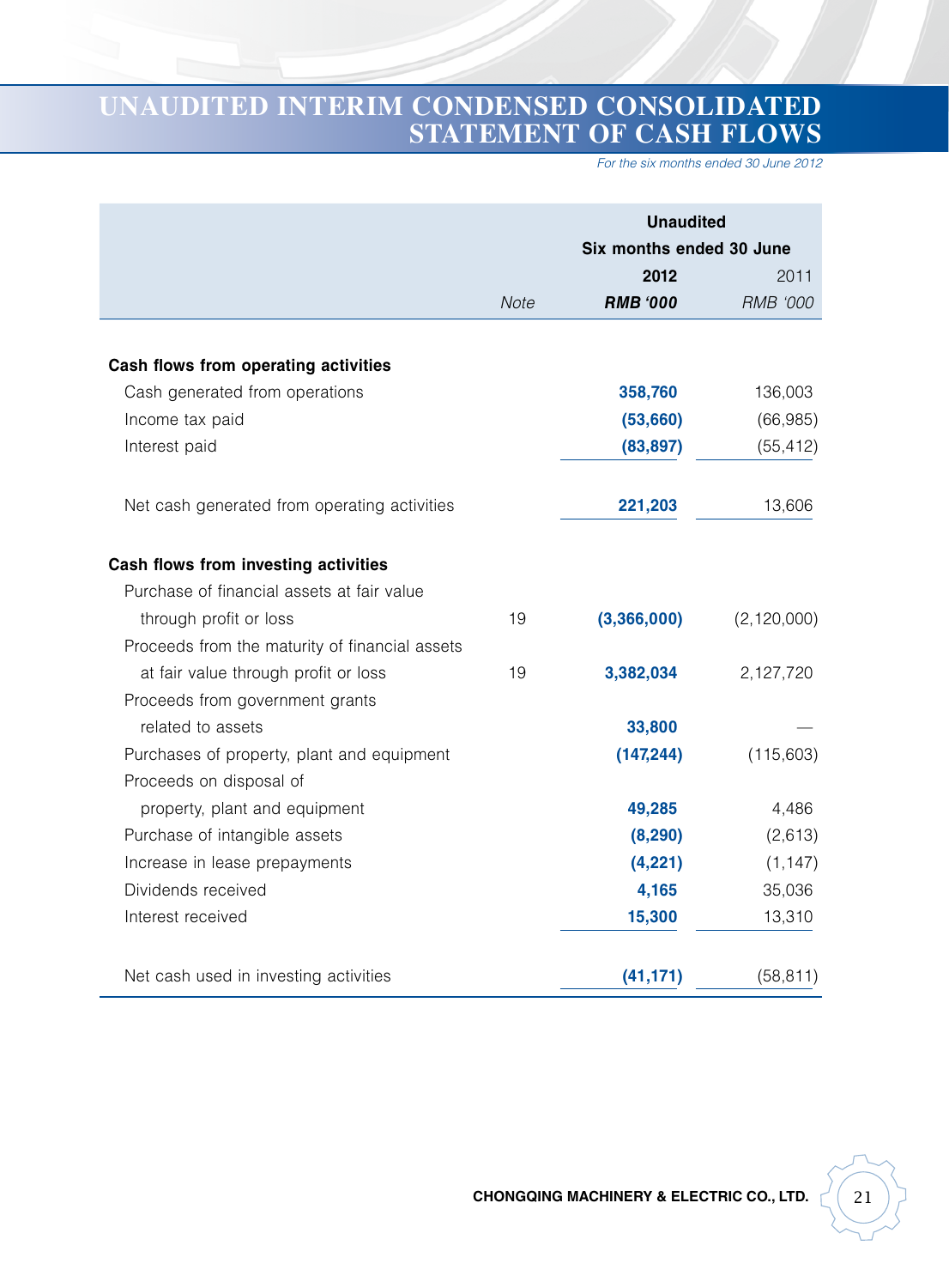# UNAUDITED INTERIM CONDENSED CONSOLIDATED STATEMENT OF CASH FLOWS

*For the six months ended 30 June 2012*

| | | Unaudited | |
|---|---|---|---|
| | | Six months ended 30 June | |
| | | **2012** | 2011 |
| | *Note* | ***RMB '000*** | *RMB '000* |
| **Cash flows from operating activities** | | | |
| Cash generated from operations | | **358,760** | 136,003 |
| Income tax paid | | **(53,660)** | (66,985) |
| Interest paid | | **(83,897)** | (55,412) |
| Net cash generated from operating activities | | **221,203** | 13,606 |
| **Cash flows from investing activities** | | | |
| Purchase of financial assets at fair value through profit or loss | 19 | **(3,366,000)** | (2,120,000) |
| Proceeds from the maturity of financial assets at fair value through profit or loss | 19 | **3,382,034** | 2,127,720 |
| Proceeds from government grants related to assets | | **33,800** | — |
| Purchases of property, plant and equipment | | **(147,244)** | (115,603) |
| Proceeds on disposal of property, plant and equipment | | **49,285** | 4,486 |
| Purchase of intangible assets | | **(8,290)** | (2,613) |
| Increase in lease prepayments | | **(4,221)** | (1,147) |
| Dividends received | | **4,165** | 35,036 |
| Interest received | | **15,300** | 13,310 |
| Net cash used in investing activities | | **(41,171)** | (58,811) |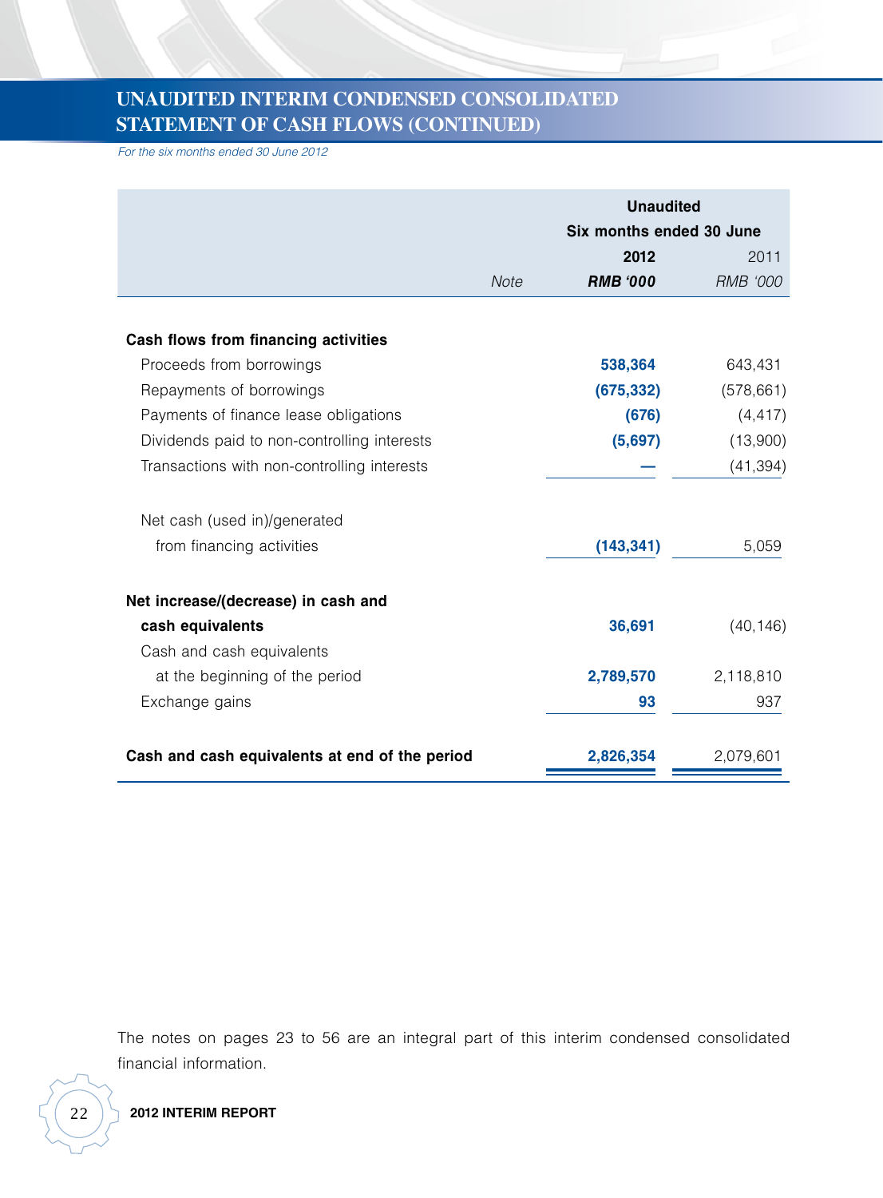## UNAUDITED INTERIM CONDENSED CONSOLIDATED STATEMENT OF CASH FLOWS (CONTINUED)

*For the six months ended 30 June 2012*

| | | Unaudited Six months ended 30 June | |
|---|---|---|---|
| | | **2012** | 2011 |
| | *Note* | ***RMB '000*** | *RMB '000* |
| **Cash flows from financing activities** | | | |
| Proceeds from borrowings | | **538,364** | 643,431 |
| Repayments of borrowings | | **(675,332)** | (578,661) |
| Payments of finance lease obligations | | **(676)** | (4,417) |
| Dividends paid to non-controlling interests | | **(5,697)** | (13,900) |
| Transactions with non-controlling interests | | **—** | (41,394) |
| Net cash (used in)/generated from financing activities | | **(143,341)** | 5,059 |
| **Net increase/(decrease) in cash and cash equivalents** | | **36,691** | (40,146) |
| Cash and cash equivalents at the beginning of the period | | **2,789,570** | 2,118,810 |
| Exchange gains | | **93** | 937 |
| **Cash and cash equivalents at end of the period** | | **2,826,354** | 2,079,601 |

The notes on pages 23 to 56 are an integral part of this interim condensed consolidated financial information.